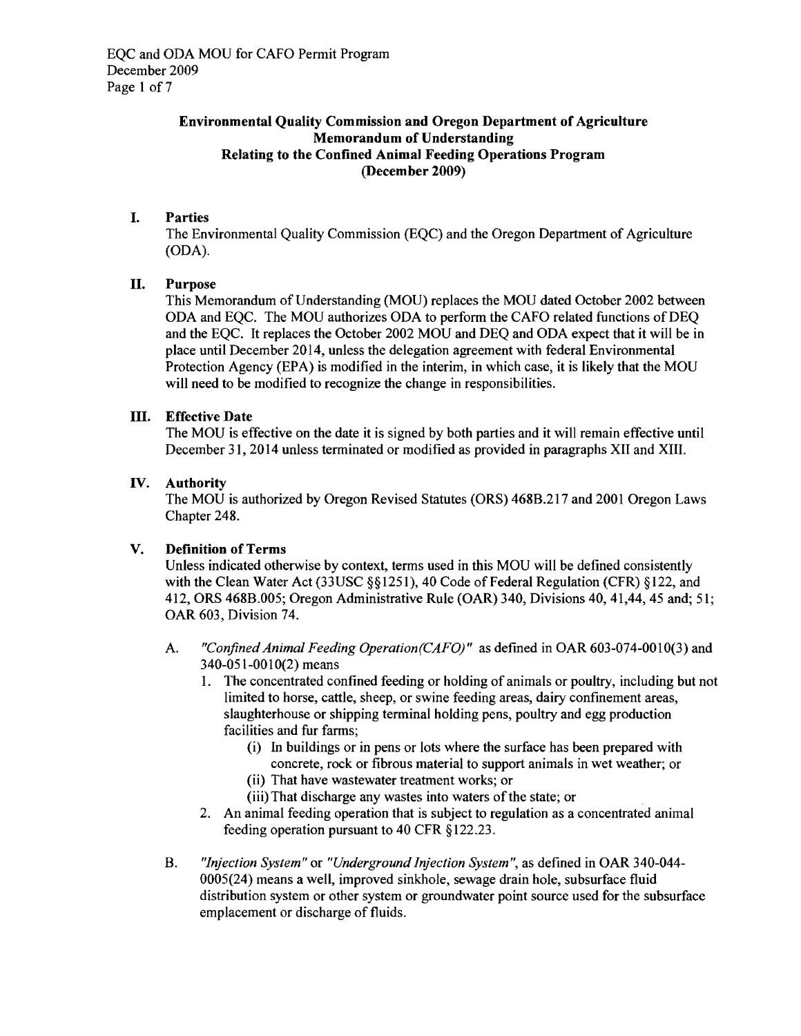# Environmental Quality Commission and Oregon Department of Agriculture Memorandum of Understanding Relating to the Confined Animal Feeding Operations Program (December 2009)

## I. Parties

The Environmental Quality Commission (EQC) and the Oregon Department of Agriculture (ODA).

## II. Purpose

This Memorandum of Understanding (MOU) replaces the MOU dated October 2002 between ODA and EQC. The MOU authorizes ODA to perform the CAFO related functions of DEQ and the EQC. It replaces the October 2002 MOU and DEQ and ODA expect that it will be in place until December 2014, unless the delegation agreement with federal Environmental Protection Agency (EPA) is modified in the interim, in which case, it is likely that the MOU will need to be modified to recognize the change in responsibilities.

## III. Effective Date

The MOU is effective on the date it is signed by both parties and it will remain effective until December 31, 2014 unless terminated or modified as provided in paragraphs XII and XIII.

## IV. Authority

The MOU is authorized by Oregon Revised Statutes (ORS) 468B.217 and 2001 Oregon Laws Chapter 248.

## V. Definition of Terms

Unless indicated otherwise by context, terms used in this MOU will be defined consistently with the Clean Water Act (33USC §§1251), 40 Code of Federal Regulation (CFR) §122, and 412, ORS 468B.005; Oregon Administrative Rule (OAR) 340, Divisions 40, 41,44, 45 and; 51; OAR 603, Division 74.

A. *"Confined Animal Feeding Operation(CAFO)"* as defined in OAR 603-074-0010(3) and 340-051-0010(2) means
   1. The concentrated confined feeding or holding of animals or poultry, including but not limited to horse, cattle, sheep, or swine feeding areas, dairy confinement areas, slaughterhouse or shipping terminal holding pens, poultry and egg production facilities and fur farms;
      (i) In buildings or in pens or lots where the surface has been prepared with concrete, rock or fibrous material to support animals in wet weather; or
      (ii) That have wastewater treatment works; or
      (iii) That discharge any wastes into waters of the state; or
   2. An animal feeding operation that is subject to regulation as a concentrated animal feeding operation pursuant to 40 CFR §122.23.

B. *"Injection System"* or *"Underground Injection System"*, as defined in OAR 340-044-0005(24) means a well, improved sinkhole, sewage drain hole, subsurface fluid distribution system or other system or groundwater point source used for the subsurface emplacement or discharge of fluids.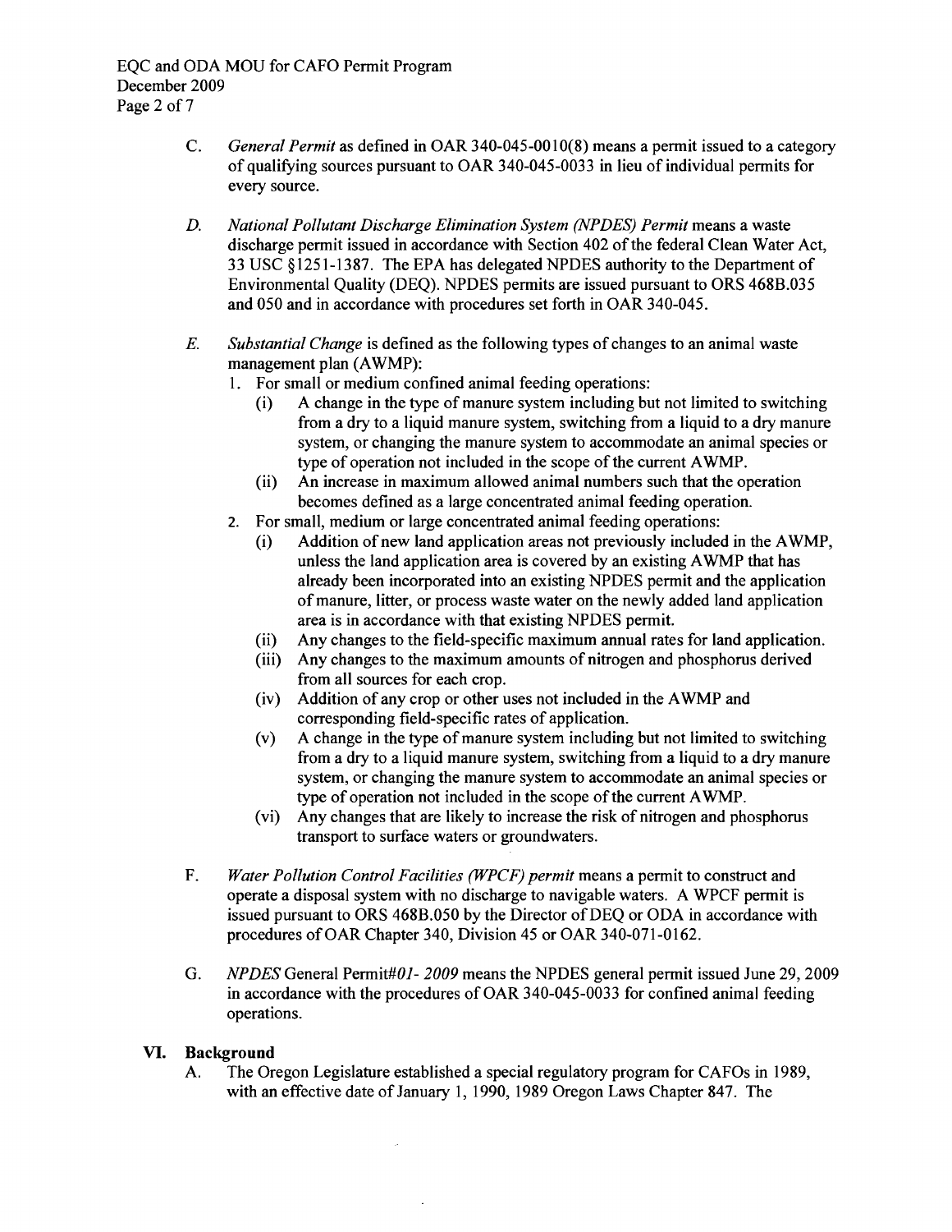C. *General Permit* as defined in OAR 340-045-0010(8) means a permit issued to a category of qualifying sources pursuant to OAR 340-045-0033 in lieu of individual permits for every source.

D. *National Pollutant Discharge Elimination System (NPDES) Permit* means a waste discharge permit issued in accordance with Section 402 of the federal Clean Water Act, 33 USC §1251-1387. The EPA has delegated NPDES authority to the Department of Environmental Quality (DEQ). NPDES permits are issued pursuant to ORS 468B.035 and 050 and in accordance with procedures set forth in OAR 340-045.

E. *Substantial Change* is defined as the following types of changes to an animal waste management plan (AWMP):

1. For small or medium confined animal feeding operations:
   - (i) A change in the type of manure system including but not limited to switching from a dry to a liquid manure system, switching from a liquid to a dry manure system, or changing the manure system to accommodate an animal species or type of operation not included in the scope of the current AWMP.
   - (ii) An increase in maximum allowed animal numbers such that the operation becomes defined as a large concentrated animal feeding operation.
2. For small, medium or large concentrated animal feeding operations:
   - (i) Addition of new land application areas not previously included in the AWMP, unless the land application area is covered by an existing AWMP that has already been incorporated into an existing NPDES permit and the application of manure, litter, or process waste water on the newly added land application area is in accordance with that existing NPDES permit.
   - (ii) Any changes to the field-specific maximum annual rates for land application.
   - (iii) Any changes to the maximum amounts of nitrogen and phosphorus derived from all sources for each crop.
   - (iv) Addition of any crop or other uses not included in the AWMP and corresponding field-specific rates of application.
   - (v) A change in the type of manure system including but not limited to switching from a dry to a liquid manure system, switching from a liquid to a dry manure system, or changing the manure system to accommodate an animal species or type of operation not included in the scope of the current AWMP.
   - (vi) Any changes that are likely to increase the risk of nitrogen and phosphorus transport to surface waters or groundwaters.

F. *Water Pollution Control Facilities (WPCF) permit* means a permit to construct and operate a disposal system with no discharge to navigable waters. A WPCF permit is issued pursuant to ORS 468B.050 by the Director of DEQ or ODA in accordance with procedures of OAR Chapter 340, Division 45 or OAR 340-071-0162.

G. *NPDES* General Permit*#01- 2009* means the NPDES general permit issued June 29, 2009 in accordance with the procedures of OAR 340-045-0033 for confined animal feeding operations.

## VI. Background

A. The Oregon Legislature established a special regulatory program for CAFOs in 1989, with an effective date of January 1, 1990, 1989 Oregon Laws Chapter 847. The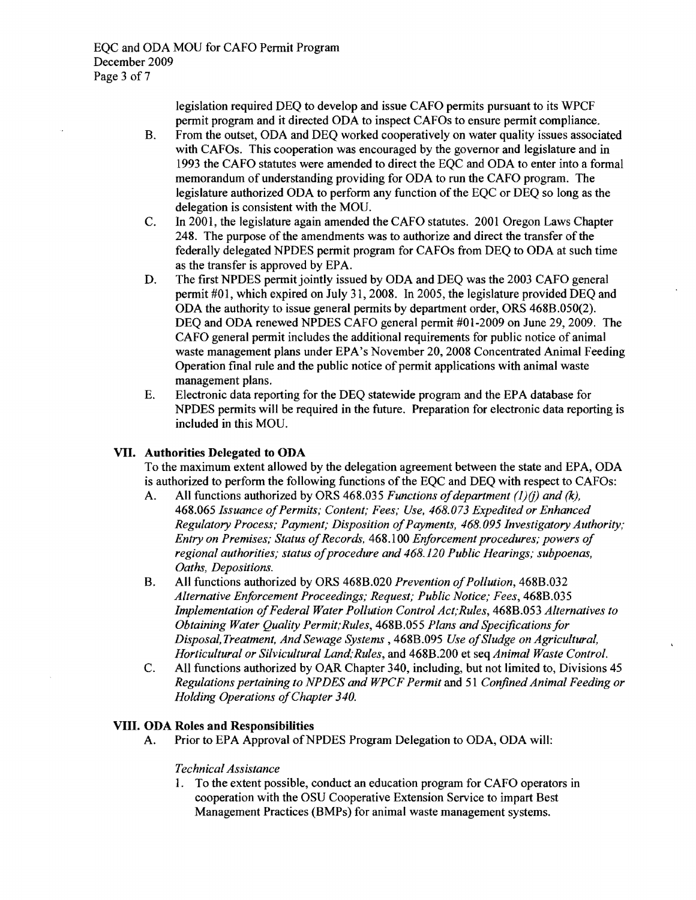legislation required DEQ to develop and issue CAFO permits pursuant to its WPCF permit program and it directed ODA to inspect CAFOs to ensure permit compliance.

B. From the outset, ODA and DEQ worked cooperatively on water quality issues associated with CAFOs. This cooperation was encouraged by the governor and legislature and in 1993 the CAFO statutes were amended to direct the EQC and ODA to enter into a formal memorandum of understanding providing for ODA to run the CAFO program. The legislature authorized ODA to perform any function of the EQC or DEQ so long as the delegation is consistent with the MOU.

C. In 2001, the legislature again amended the CAFO statutes. 2001 Oregon Laws Chapter 248. The purpose of the amendments was to authorize and direct the transfer of the federally delegated NPDES permit program for CAFOs from DEQ to ODA at such time as the transfer is approved by EPA.

D. The first NPDES permit jointly issued by ODA and DEQ was the 2003 CAFO general permit #01, which expired on July 31, 2008. In 2005, the legislature provided DEQ and ODA the authority to issue general permits by department order, ORS 468B.050(2). DEQ and ODA renewed NPDES CAFO general permit #01-2009 on June 29, 2009. The CAFO general permit includes the additional requirements for public notice of animal waste management plans under EPA's November 20, 2008 Concentrated Animal Feeding Operation final rule and the public notice of permit applications with animal waste management plans.

E. Electronic data reporting for the DEQ statewide program and the EPA database for NPDES permits will be required in the future. Preparation for electronic data reporting is included in this MOU.

## VII. Authorities Delegated to ODA

To the maximum extent allowed by the delegation agreement between the state and EPA, ODA is authorized to perform the following functions of the EQC and DEQ with respect to CAFOs:

A. All functions authorized by ORS 468.035 *Functions of department (1)(j) and (k),* 468.065 *Issuance of Permits; Content; Fees; Use, 468.073 Expedited or Enhanced Regulatory Process; Payment; Disposition of Payments, 468.095 Investigatory Authority; Entry on Premises; Status of Records,* 468.100 *Enforcement procedures; powers of regional authorities; status of procedure and 468.120 Public Hearings; subpoenas, Oaths, Depositions.*

B. All functions authorized by ORS 468B.020 *Prevention of Pollution,* 468B.032 *Alternative Enforcement Proceedings; Request; Public Notice; Fees,* 468B.035 *Implementation of Federal Water Pollution Control Act;Rules,* 468B.053 *Alternatives to Obtaining Water Quality Permit;Rules,* 468B.055 *Plans and Specifications for Disposal,Treatment, And Sewage Systems* , 468B.095 *Use of Sludge on Agricultural, Horticultural or Silvicultural Land;Rules,* and 468B.200 et seq *Animal Waste Control.*

C. All functions authorized by OAR Chapter 340, including, but not limited to, Divisions 45 *Regulations pertaining to NPDES and WPCF Permit* and 51 *Confined Animal Feeding or Holding Operations of Chapter 340.*

## VIII. ODA Roles and Responsibilities

A. Prior to EPA Approval of NPDES Program Delegation to ODA, ODA will:

*Technical Assistance*

1. To the extent possible, conduct an education program for CAFO operators in cooperation with the OSU Cooperative Extension Service to impart Best Management Practices (BMPs) for animal waste management systems.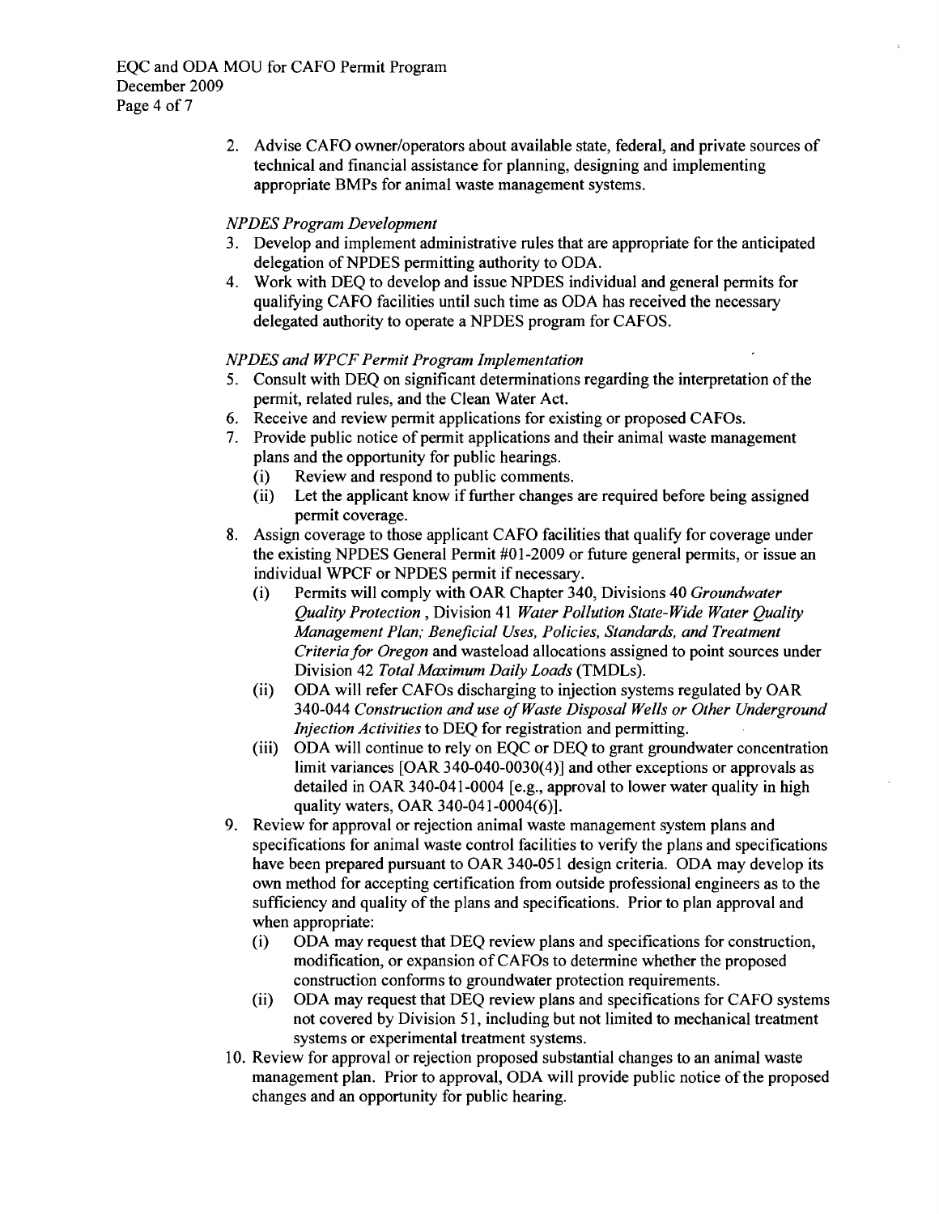2. Advise CAFO owner/operators about available state, federal, and private sources of technical and financial assistance for planning, designing and implementing appropriate BMPs for animal waste management systems.

*NPDES Program Development*

3. Develop and implement administrative rules that are appropriate for the anticipated delegation of NPDES permitting authority to ODA.
4. Work with DEQ to develop and issue NPDES individual and general permits for qualifying CAFO facilities until such time as ODA has received the necessary delegated authority to operate a NPDES program for CAFOS.

*NPDES and WPCF Permit Program Implementation*

5. Consult with DEQ on significant determinations regarding the interpretation of the permit, related rules, and the Clean Water Act.
6. Receive and review permit applications for existing or proposed CAFOs.
7. Provide public notice of permit applications and their animal waste management plans and the opportunity for public hearings.
   (i) Review and respond to public comments.
   (ii) Let the applicant know if further changes are required before being assigned permit coverage.
8. Assign coverage to those applicant CAFO facilities that qualify for coverage under the existing NPDES General Permit #01-2009 or future general permits, or issue an individual WPCF or NPDES permit if necessary.
   (i) Permits will comply with OAR Chapter 340, Divisions 40 *Groundwater Quality Protection* , Division 41 *Water Pollution State-Wide Water Quality Management Plan; Beneficial Uses, Policies, Standards, and Treatment Criteria for Oregon* and wasteload allocations assigned to point sources under Division 42 *Total Maximum Daily Loads* (TMDLs).
   (ii) ODA will refer CAFOs discharging to injection systems regulated by OAR 340-044 *Construction and use of Waste Disposal Wells or Other Underground Injection Activities* to DEQ for registration and permitting.
   (iii) ODA will continue to rely on EQC or DEQ to grant groundwater concentration limit variances [OAR 340-040-0030(4)] and other exceptions or approvals as detailed in OAR 340-041-0004 [e.g., approval to lower water quality in high quality waters, OAR 340-041-0004(6)].
9. Review for approval or rejection animal waste management system plans and specifications for animal waste control facilities to verify the plans and specifications have been prepared pursuant to OAR 340-051 design criteria. ODA may develop its own method for accepting certification from outside professional engineers as to the sufficiency and quality of the plans and specifications. Prior to plan approval and when appropriate:
   (i) ODA may request that DEQ review plans and specifications for construction, modification, or expansion of CAFOs to determine whether the proposed construction conforms to groundwater protection requirements.
   (ii) ODA may request that DEQ review plans and specifications for CAFO systems not covered by Division 51, including but not limited to mechanical treatment systems or experimental treatment systems.
10. Review for approval or rejection proposed substantial changes to an animal waste management plan. Prior to approval, ODA will provide public notice of the proposed changes and an opportunity for public hearing.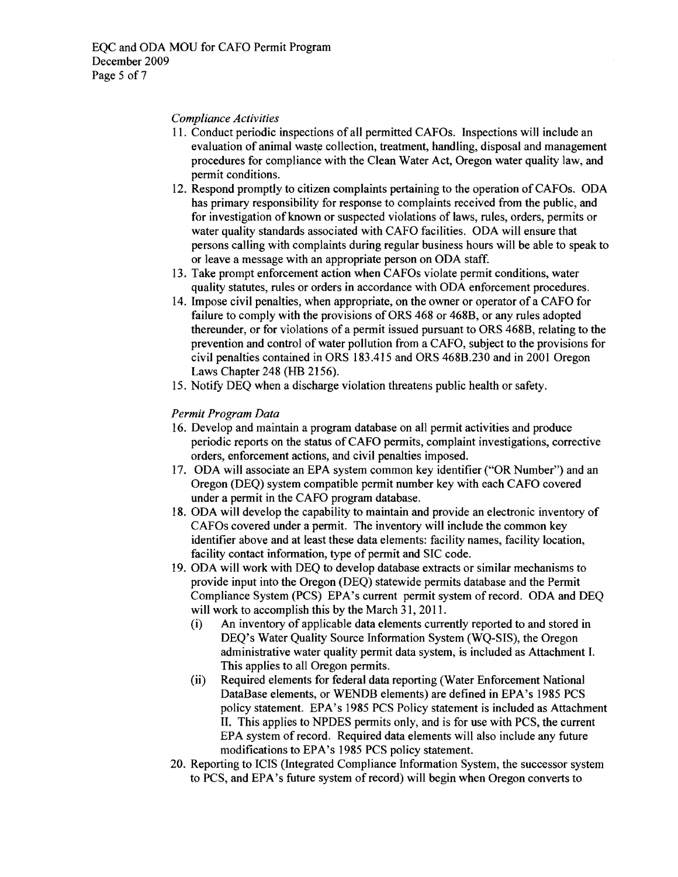*Compliance Activities*

11. Conduct periodic inspections of all permitted CAFOs. Inspections will include an evaluation of animal waste collection, treatment, handling, disposal and management procedures for compliance with the Clean Water Act, Oregon water quality law, and permit conditions.
12. Respond promptly to citizen complaints pertaining to the operation of CAFOs. ODA has primary responsibility for response to complaints received from the public, and for investigation of known or suspected violations of laws, rules, orders, permits or water quality standards associated with CAFO facilities. ODA will ensure that persons calling with complaints during regular business hours will be able to speak to or leave a message with an appropriate person on ODA staff.
13. Take prompt enforcement action when CAFOs violate permit conditions, water quality statutes, rules or orders in accordance with ODA enforcement procedures.
14. Impose civil penalties, when appropriate, on the owner or operator of a CAFO for failure to comply with the provisions of ORS 468 or 468B, or any rules adopted thereunder, or for violations of a permit issued pursuant to ORS 468B, relating to the prevention and control of water pollution from a CAFO, subject to the provisions for civil penalties contained in ORS 183.415 and ORS 468B.230 and in 2001 Oregon Laws Chapter 248 (HB 2156).
15. Notify DEQ when a discharge violation threatens public health or safety.

*Permit Program Data*

16. Develop and maintain a program database on all permit activities and produce periodic reports on the status of CAFO permits, complaint investigations, corrective orders, enforcement actions, and civil penalties imposed.
17. ODA will associate an EPA system common key identifier ("OR Number") and an Oregon (DEQ) system compatible permit number key with each CAFO covered under a permit in the CAFO program database.
18. ODA will develop the capability to maintain and provide an electronic inventory of CAFOs covered under a permit. The inventory will include the common key identifier above and at least these data elements: facility names, facility location, facility contact information, type of permit and SIC code.
19. ODA will work with DEQ to develop database extracts or similar mechanisms to provide input into the Oregon (DEQ) statewide permits database and the Permit Compliance System (PCS) EPA's current permit system of record. ODA and DEQ will work to accomplish this by the March 31, 2011.
    (i) An inventory of applicable data elements currently reported to and stored in DEQ's Water Quality Source Information System (WQ-SIS), the Oregon administrative water quality permit data system, is included as Attachment I. This applies to all Oregon permits.
    (ii) Required elements for federal data reporting (Water Enforcement National DataBase elements, or WENDB elements) are defined in EPA's 1985 PCS policy statement. EPA's 1985 PCS Policy statement is included as Attachment II. This applies to NPDES permits only, and is for use with PCS, the current EPA system of record. Required data elements will also include any future modifications to EPA's 1985 PCS policy statement.
20. Reporting to ICIS (Integrated Compliance Information System, the successor system to PCS, and EPA's future system of record) will begin when Oregon converts to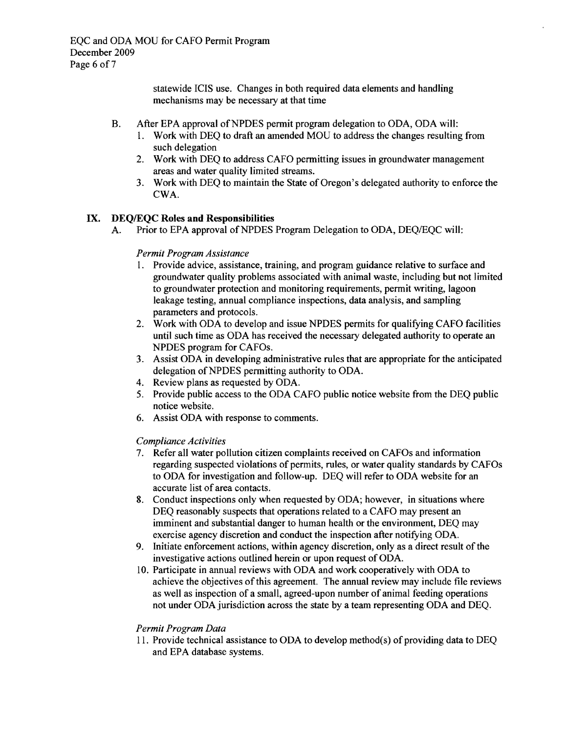statewide ICIS use. Changes in both required data elements and handling mechanisms may be necessary at that time

B. After EPA approval of NPDES permit program delegation to ODA, ODA will:
   1. Work with DEQ to draft an amended MOU to address the changes resulting from such delegation
   2. Work with DEQ to address CAFO permitting issues in groundwater management areas and water quality limited streams.
   3. Work with DEQ to maintain the State of Oregon's delegated authority to enforce the CWA.

## IX. DEQ/EQC Roles and Responsibilities

A. Prior to EPA approval of NPDES Program Delegation to ODA, DEQ/EQC will:

*Permit Program Assistance*

1. Provide advice, assistance, training, and program guidance relative to surface and groundwater quality problems associated with animal waste, including but not limited to groundwater protection and monitoring requirements, permit writing, lagoon leakage testing, annual compliance inspections, data analysis, and sampling parameters and protocols.
2. Work with ODA to develop and issue NPDES permits for qualifying CAFO facilities until such time as ODA has received the necessary delegated authority to operate an NPDES program for CAFOs.
3. Assist ODA in developing administrative rules that are appropriate for the anticipated delegation of NPDES permitting authority to ODA.
4. Review plans as requested by ODA.
5. Provide public access to the ODA CAFO public notice website from the DEQ public notice website.
6. Assist ODA with response to comments.

*Compliance Activities*

7. Refer all water pollution citizen complaints received on CAFOs and information regarding suspected violations of permits, rules, or water quality standards by CAFOs to ODA for investigation and follow-up. DEQ will refer to ODA website for an accurate list of area contacts.
8. Conduct inspections only when requested by ODA; however, in situations where DEQ reasonably suspects that operations related to a CAFO may present an imminent and substantial danger to human health or the environment, DEQ may exercise agency discretion and conduct the inspection after notifying ODA.
9. Initiate enforcement actions, within agency discretion, only as a direct result of the investigative actions outlined herein or upon request of ODA.
10. Participate in annual reviews with ODA and work cooperatively with ODA to achieve the objectives of this agreement. The annual review may include file reviews as well as inspection of a small, agreed-upon number of animal feeding operations not under ODA jurisdiction across the state by a team representing ODA and DEQ.

*Permit Program Data*

11. Provide technical assistance to ODA to develop method(s) of providing data to DEQ and EPA database systems.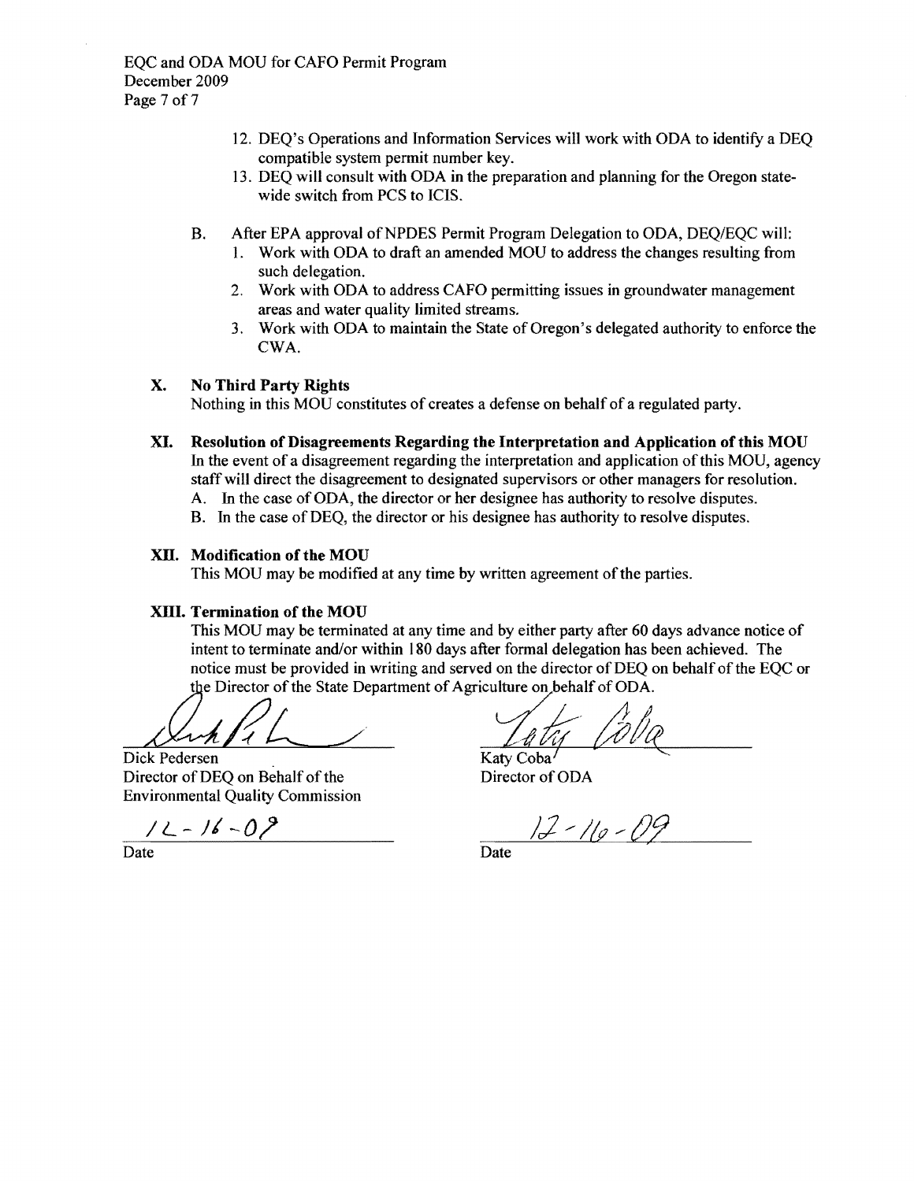12. DEQ's Operations and Information Services will work with ODA to identify a DEQ compatible system permit number key.
13. DEQ will consult with ODA in the preparation and planning for the Oregon statewide switch from PCS to ICIS.

B. After EPA approval of NPDES Permit Program Delegation to ODA, DEQ/EQC will:
   1. Work with ODA to draft an amended MOU to address the changes resulting from such delegation.
   2. Work with ODA to address CAFO permitting issues in groundwater management areas and water quality limited streams.
   3. Work with ODA to maintain the State of Oregon's delegated authority to enforce the CWA.

## X. No Third Party Rights

Nothing in this MOU constitutes of creates a defense on behalf of a regulated party.

## XI. Resolution of Disagreements Regarding the Interpretation and Application of this MOU

In the event of a disagreement regarding the interpretation and application of this MOU, agency staff will direct the disagreement to designated supervisors or other managers for resolution.

A. In the case of ODA, the director or her designee has authority to resolve disputes.
B. In the case of DEQ, the director or his designee has authority to resolve disputes.

## XII. Modification of the MOU

This MOU may be modified at any time by written agreement of the parties.

## XIII. Termination of the MOU

This MOU may be terminated at any time and by either party after 60 days advance notice of intent to terminate and/or within 180 days after formal delegation has been achieved. The notice must be provided in writing and served on the director of DEQ on behalf of the EQC or the Director of the State Department of Agriculture on behalf of ODA.

| | |
|---|---|
| Dick Pedersen | Katy Coba |
| Director of DEQ on Behalf of the Environmental Quality Commission | Director of ODA |
| 12-16-09 | 12-16-09 |
| Date | Date |